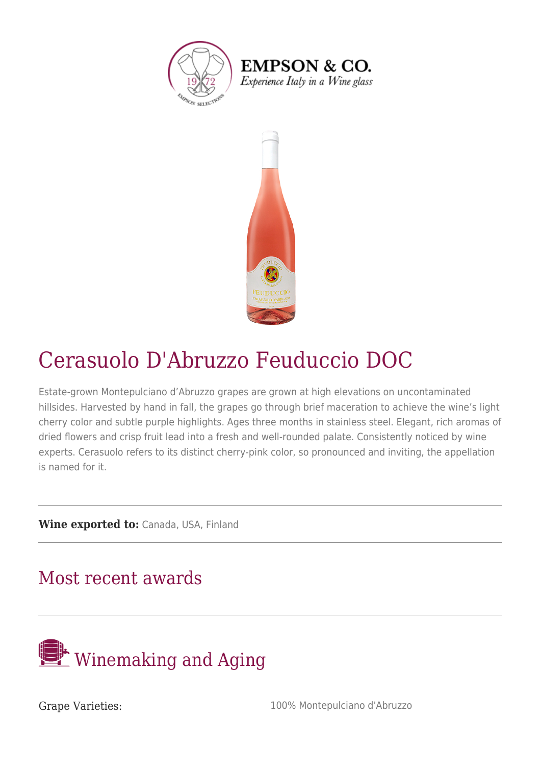EMPSON & CO.

*Experience Italy in a Wine glass*

# Cerasuolo D'Abruzzo Feuduccio DOC

Estate-grown Montepulciano d'Abruzzo grapes are grown at high elevations on uncontaminated hillsides. Harvested by hand in fall, the grapes go through brief maceration to achieve the wine's light cherry color and subtle purple highlights. Ages three months in stainless steel. Elegant, rich aromas of dried flowers and crisp fruit lead into a fresh and well-rounded palate. Consistently noticed by wine experts. Cerasuolo refers to its distinct cherry-pink color, so pronounced and inviting, the appellation is named for it.

---

**Wine exported to:** Canada, USA, Finland

---

## Most recent awards

---

## Winemaking and Aging

| | |
|---|---|
| Grape Varieties: | 100% Montepulciano d'Abruzzo |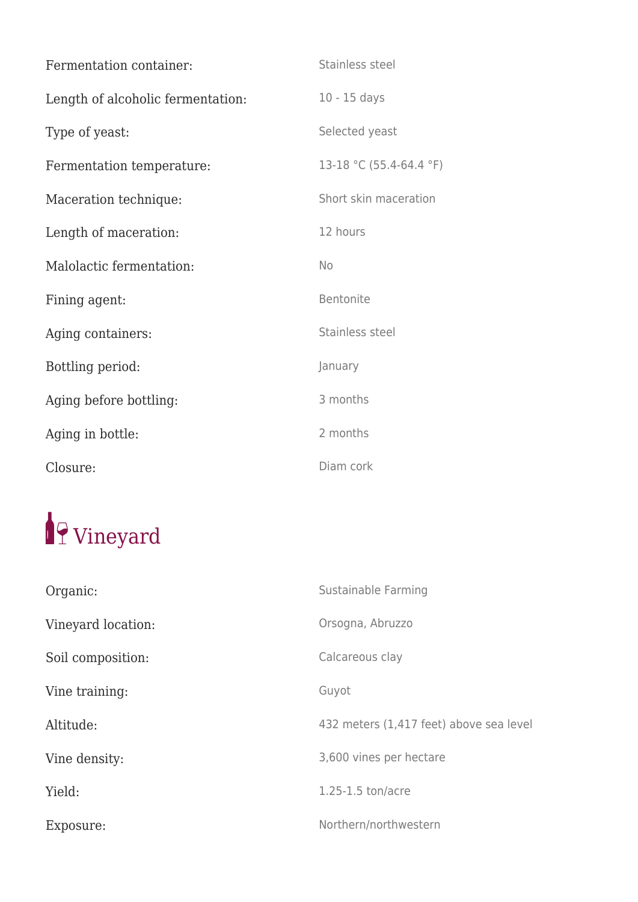Fermentation container: Stainless steel

Length of alcoholic fermentation: 10 - 15 days

Type of yeast: Selected yeast

Fermentation temperature: 13-18 °C (55.4-64.4 °F)

Maceration technique: Short skin maceration

Length of maceration: 12 hours

Malolactic fermentation: No

Fining agent: Bentonite

Aging containers: Stainless steel

Bottling period: January

Aging before bottling: 3 months

Aging in bottle: 2 months

Closure: Diam cork

## Vineyard

Organic: Sustainable Farming

Vineyard location: Orsogna, Abruzzo

Soil composition: Calcareous clay

Vine training: Guyot

Altitude: 432 meters (1,417 feet) above sea level

Vine density: 3,600 vines per hectare

Yield: 1.25-1.5 ton/acre

Exposure: Northern/northwestern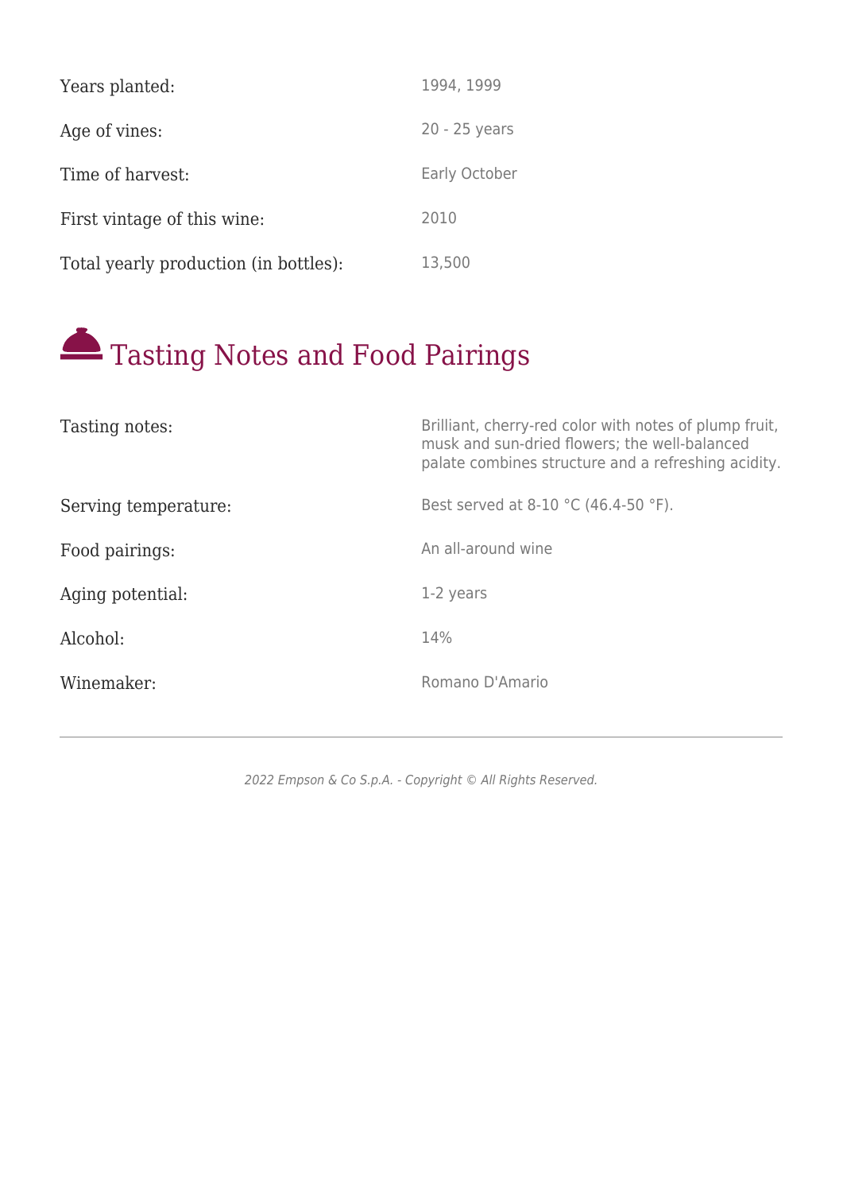| | |
|---|---|
| Years planted: | 1994, 1999 |
| Age of vines: | 20 - 25 years |
| Time of harvest: | Early October |
| First vintage of this wine: | 2010 |
| Total yearly production (in bottles): | 13,500 |

## Tasting Notes and Food Pairings

| | |
|---|---|
| Tasting notes: | Brilliant, cherry-red color with notes of plump fruit, musk and sun-dried flowers; the well-balanced palate combines structure and a refreshing acidity. |
| Serving temperature: | Best served at 8-10 °C (46.4-50 °F). |
| Food pairings: | An all-around wine |
| Aging potential: | 1-2 years |
| Alcohol: | 14% |
| Winemaker: | Romano D'Amario |

---

*2022 Empson & Co S.p.A. - Copyright © All Rights Reserved.*